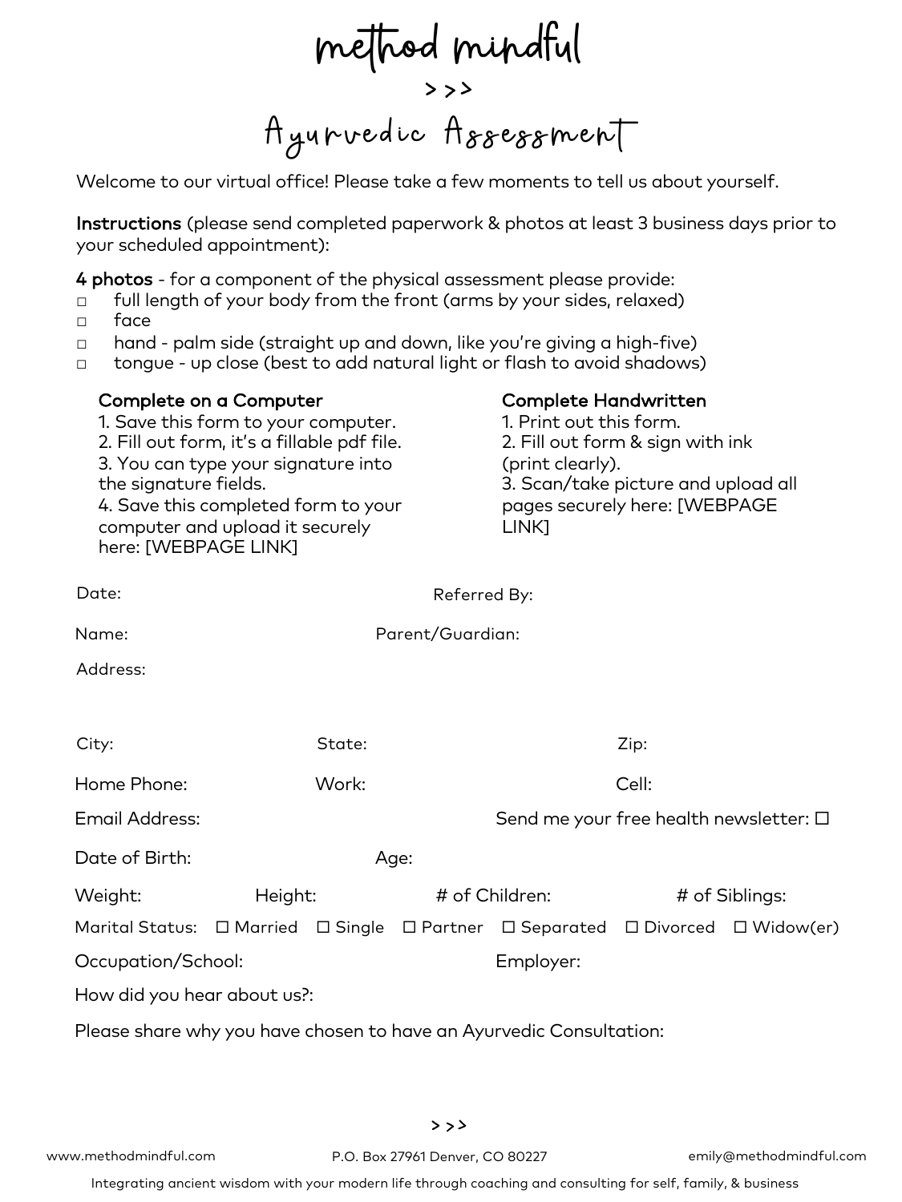# method mindful

> > >

## Ayurvedic Assessment

Welcome to our virtual office! Please take a few moments to tell us about yourself.

**Instructions** (please send completed paperwork & photos at least 3 business days prior to your scheduled appointment):

**4 photos** - for a component of the physical assessment please provide:

- ☐ full length of your body from the front (arms by your sides, relaxed)
- ☐ face
- ☐ hand - palm side (straight up and down, like you're giving a high-five)
- ☐ tongue - up close (best to add natural light or flash to avoid shadows)

**Complete on a Computer**

1. Save this form to your computer.
2. Fill out form, it's a fillable pdf file.
3. You can type your signature into the signature fields.
4. Save this completed form to your computer and upload it securely here: [WEBPAGE LINK]

**Complete Handwritten**

1. Print out this form.
2. Fill out form & sign with ink (print clearly).
3. Scan/take picture and upload all pages securely here: [WEBPAGE LINK]

Date: Referred By:

Name: Parent/Guardian:

Address:

City: State: Zip:

Home Phone: Work: Cell:

Email Address: Send me your free health newsletter: ☐

Date of Birth: Age:

Weight: Height: # of Children: # of Siblings:

Marital Status: ☐ Married ☐ Single ☐ Partner ☐ Separated ☐ Divorced ☐ Widow(er)

Occupation/School: Employer:

How did you hear about us?:

Please share why you have chosen to have an Ayurvedic Consultation:

> > >

www.methodmindful.com P.O. Box 27961 Denver, CO 80227 emily@methodmindful.com

Integrating ancient wisdom with your modern life through coaching and consulting for self, family, & business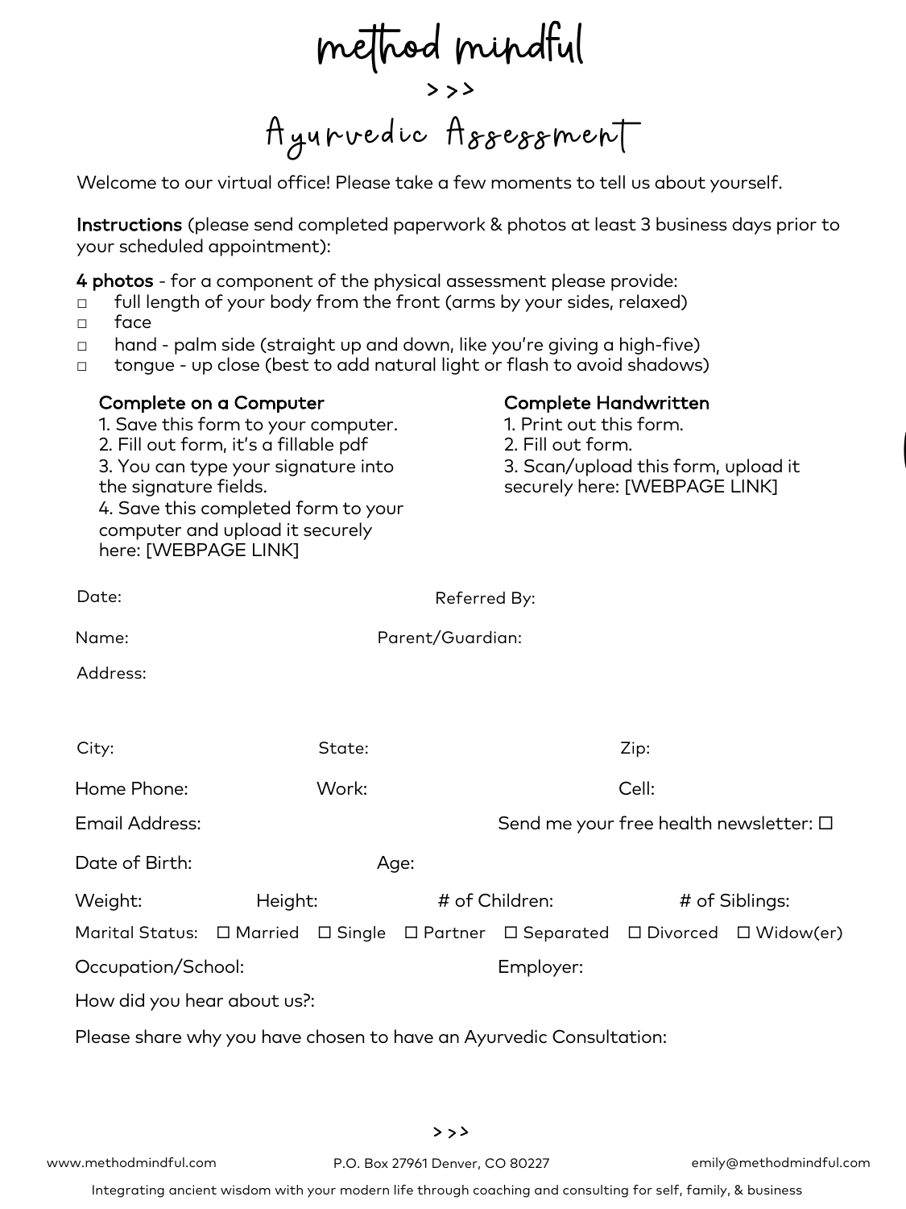# method mindful

> > >

## Ayurvedic Assessment

Welcome to our virtual office! Please take a few moments to tell us about yourself.

**Instructions** (please send completed paperwork & photos at least 3 business days prior to your scheduled appointment):

**4 photos** - for a component of the physical assessment please provide:

- ☐ full length of your body from the front (arms by your sides, relaxed)
- ☐ face
- ☐ hand - palm side (straight up and down, like you're giving a high-five)
- ☐ tongue - up close (best to add natural light or flash to avoid shadows)

**Complete on a Computer**

1. Save this form to your computer.
2. Fill out form, it's a fillable pdf
3. You can type your signature into the signature fields.
4. Save this completed form to your computer and upload it securely here: [WEBPAGE LINK]

**Complete Handwritten**

1. Print out this form.
2. Fill out form.
3. Scan/upload this form, upload it securely here: [WEBPAGE LINK]

Date: Referred By:

Name: Parent/Guardian:

Address:

City: State: Zip:

Home Phone: Work: Cell:

Email Address: Send me your free health newsletter: ☐

Date of Birth: Age:

Weight: Height: # of Children: # of Siblings:

Marital Status: ☐ Married ☐ Single ☐ Partner ☐ Separated ☐ Divorced ☐ Widow(er)

Occupation/School: Employer:

How did you hear about us?:

Please share why you have chosen to have an Ayurvedic Consultation:

> > >

www.methodmindful.com P.O. Box 27961 Denver, CO 80227 emily@methodmindful.com

Integrating ancient wisdom with your modern life through coaching and consulting for self, family, & business